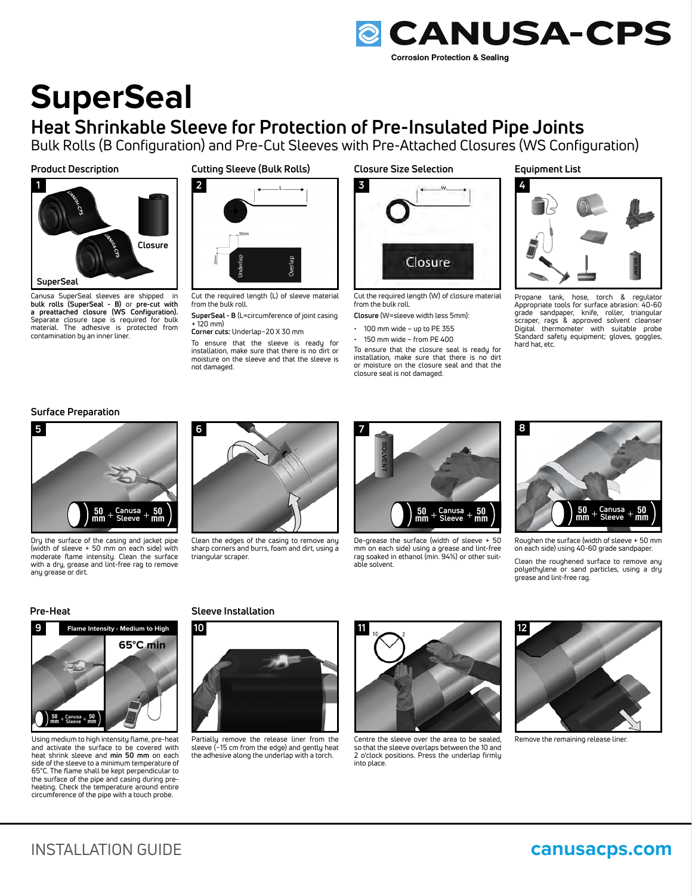# SuperSeal

## Heat Shrinkable Sleeve for Protection of Pre-Insulated Pipe Joints

Bulk Rolls (B Configuration) and Pre-Cut Sleeves with Pre-Attached Closures (WS Configuration)

### Product Description

1

Canusa SuperSeal sleeves are shipped in **bulk rolls (SuperSeal - B)** or **pre-cut with a preattached closure (WS Configuration).** Separate closure tape is required for bulk material. The adhesive is protected from contamination by an inner liner.

### Cutting Sleeve (Bulk Rolls)

2

Cut the required length (L) of sleeve material from the bulk roll.

**SuperSeal - B** (L=circumference of joint casing + 120 mm)

**Corner cuts:** Underlap–20 X 30 mm

To ensure that the sleeve is ready for installation, make sure that there is no dirt or moisture on the sleeve and that the sleeve is not damaged.

### Closure Size Selection

3

Cut the required length (W) of closure material from the bulk roll.

**Closure** (W=sleeve width less 5mm):

- 100 mm wide – up to PE 355
- 150 mm wide – from PE 400

To ensure that the closure seal is ready for installation, make sure that there is no dirt or moisture on the closure seal and that the closure seal is not damaged.

### Equipment List

4

Propane tank, hose, torch & regulator
Appropriate tools for surface abrasion: 40-60 grade sandpaper, knife, roller, triangular scraper, rags & approved solvent cleanser
Digital thermometer with suitable probe
Standard safety equipment; gloves, goggles, hard hat, etc.

### Surface Preparation

5

Dry the surface of the casing and jacket pipe (width of sleeve + 50 mm on each side) with moderate flame intensity. Clean the surface with a dry, grease and lint-free rag to remove any grease or dirt.

6

Clean the edges of the casing to remove any sharp corners and burrs, foam and dirt, using a triangular scraper.

7

De-grease the surface (width of sleeve + 50 mm on each side) using a grease and lint-free rag soaked in ethanol (min. 94%) or other suitable solvent.

8

Roughen the surface (width of sleeve + 50 mm on each side) using 40-60 grade sandpaper.

Clean the roughened surface to remove any polyethylene or sand particles, using a dry grease and lint-free rag.

### Pre-Heat

9 — Flame Intensity - Medium to High — 65°C min

Using medium to high intensity flame, pre-heat and activate the surface to be covered with heat shrink sleeve and **min 50 mm** on each side of the sleeve to a minimum temperature of 65°C. The flame shall be kept perpendicular to the surface of the pipe and casing during pre-heating. Check the temperature around entire circumference of the pipe with a touch probe.

### Sleeve Installation

10

Partially remove the release liner from the sleeve (~15 cm from the edge) and gently heat the adhesive along the underlap with a torch.

11

Centre the sleeve over the area to be sealed, so that the sleeve overlaps between the 10 and 2 o'clock positions. Press the underlap firmly into place.

12

Remove the remaining release liner.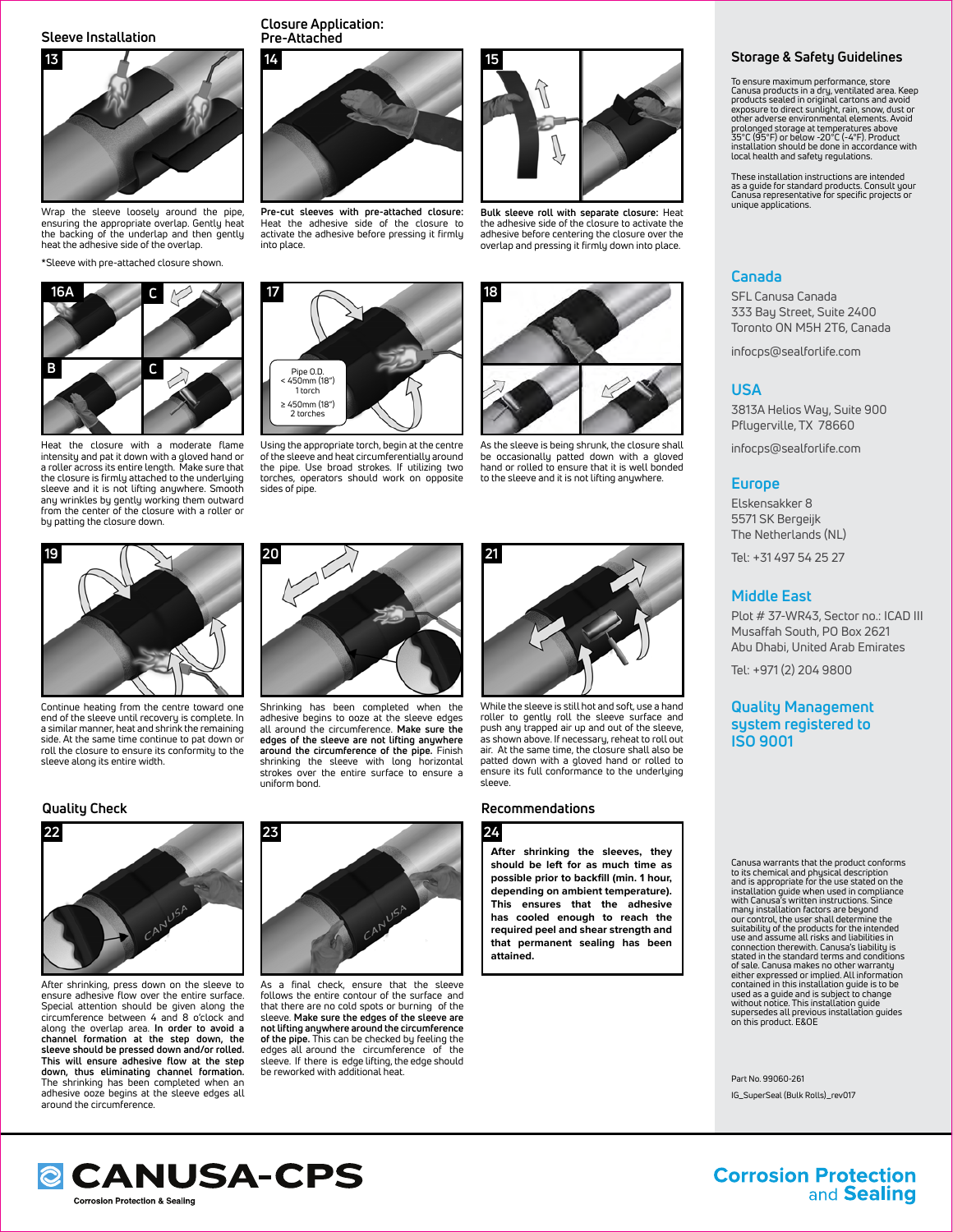## Sleeve Installation

**13**

Wrap the sleeve loosely around the pipe, ensuring the appropriate overlap. Gently heat the backing of the underlap and then gently heat the adhesive side of the overlap.

*Sleeve with pre-attached closure shown.

## Closure Application: Pre-Attached

**14**

**Pre-cut sleeves with pre-attached closure:** Heat the adhesive side of the closure to activate the adhesive before pressing it firmly into place.

**15**

**Bulk sleeve roll with separate closure:** Heat the adhesive side of the closure to activate the adhesive before centering the closure over the overlap and pressing it firmly down into place.

**16A, B, C**

Heat the closure with a moderate flame intensity and pat it down with a gloved hand or a roller across its entire length. Make sure that the closure is firmly attached to the underlying sleeve and it is not lifting anywhere. Smooth any wrinkles by gently working them outward from the center of the closure with a roller or by patting the closure down.

**17**

Pipe O.D.
< 450mm (18")
1 torch
≥ 450mm (18")
2 torches

Using the appropriate torch, begin at the centre of the sleeve and heat circumferentially around the pipe. Use broad strokes. If utilizing two torches, operators should work on opposite sides of pipe.

**18**

As the sleeve is being shrunk, the closure shall be occasionally patted down with a gloved hand or rolled to ensure that it is well bonded to the sleeve and it is not lifting anywhere.

**19**

Continue heating from the centre toward one end of the sleeve until recovery is complete. In a similar manner, heat and shrink the remaining side. At the same time continue to pat down or roll the closure to ensure its conformity to the sleeve along its entire width.

**20**

Shrinking has been completed when the adhesive begins to ooze at the sleeve edges all around the circumference. **Make sure the edges of the sleeve are not lifting anywhere around the circumference of the pipe.** Finish shrinking the sleeve with long horizontal strokes over the entire surface to ensure a uniform bond.

**21**

While the sleeve is still hot and soft, use a hand roller to gently roll the sleeve surface and push any trapped air up and out of the sleeve, as shown above. If necessary, reheat to roll out air. At the same time, the closure shall also be patted down with a gloved hand or rolled to ensure its full conformance to the underlying sleeve.

## Quality Check

**22**

After shrinking, press down on the sleeve to ensure adhesive flow over the entire surface. Special attention should be given along the circumference between 4 and 8 o'clock and along the overlap area. **In order to avoid a channel formation at the step down, the sleeve should be pressed down and/or rolled. This will ensure adhesive flow at the step down, thus eliminating channel formation.** The shrinking has been completed when an adhesive ooze begins at the sleeve edges all around the circumference.

**23**

As a final check, ensure that the sleeve follows the entire contour of the surface and that there are no cold spots or burning of the sleeve. **Make sure the edges of the sleeve are not lifting anywhere around the circumference of the pipe.** This can be checked by feeling the edges all around the circumference of the sleeve. If there is edge lifting, the edge should be reworked with additional heat.

## Recommendations

**24**

**After shrinking the sleeves, they should be left for as much time as possible prior to backfill (min. 1 hour, depending on ambient temperature). This ensures that the adhesive has cooled enough to reach the required peel and shear strength and that permanent sealing has been attained.**

## Storage & Safety Guidelines

To ensure maximum performance, store Canusa products in a dry, ventilated area. Keep products sealed in original cartons and avoid exposure to direct sunlight, rain, snow, dust or other adverse environmental elements. Avoid prolonged storage at temperatures above 35°C (95°F) or below -20°C (-4°F). Product installation should be done in accordance with local health and safety regulations.

These installation instructions are intended as a guide for standard products. Consult your Canusa representative for specific projects or unique applications.

### Canada

SFL Canusa Canada
333 Bay Street, Suite 2400
Toronto ON M5H 2T6, Canada

infocps@sealforlife.com

### USA

3813A Helios Way, Suite 900
Pflugerville, TX 78660

infocps@sealforlife.com

### Europe

Elskensakker 8
5571 SK Bergeijk
The Netherlands (NL)

Tel: +31 497 54 25 27

### Middle East

Plot # 37-WR43, Sector no.: ICAD III
Musaffah South, PO Box 2621
Abu Dhabi, United Arab Emirates

Tel: +971 (2) 204 9800

### Quality Management system registered to ISO 9001

Canusa warrants that the product conforms to its chemical and physical description and is appropriate for the use stated on the installation guide when used in compliance with Canusa's written instructions. Since many installation factors are beyond our control, the user shall determine the suitability of the products for the intended use and assume all risks and liabilities in connection therewith. Canusa's liability is stated in the standard terms and conditions of sale. Canusa makes no other warranty either expressed or implied. All information contained in this installation guide is to be used as a guide and is subject to change without notice. This installation guide supersedes all previous installation guides on this product. E&OE

Part No. 99060-261

IG_SuperSeal (Bulk Rolls)_rev017

CANUSA-CPS
Corrosion Protection & Sealing

Corrosion Protection and Sealing